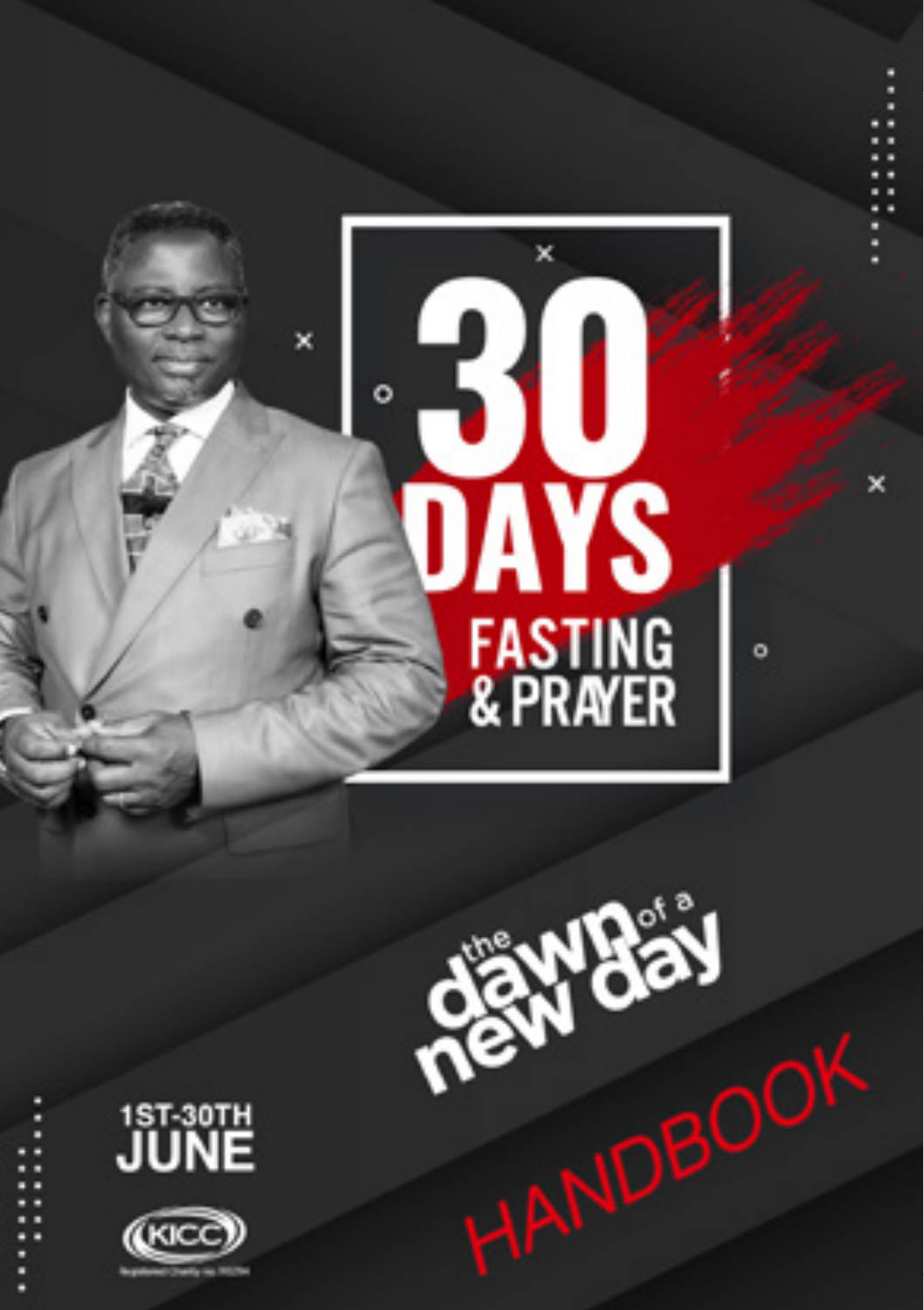# 30 DAYS FASTING & PRAYER

the dawn of a new day

1ST-30TH JUNE

KICC

HANDBOOK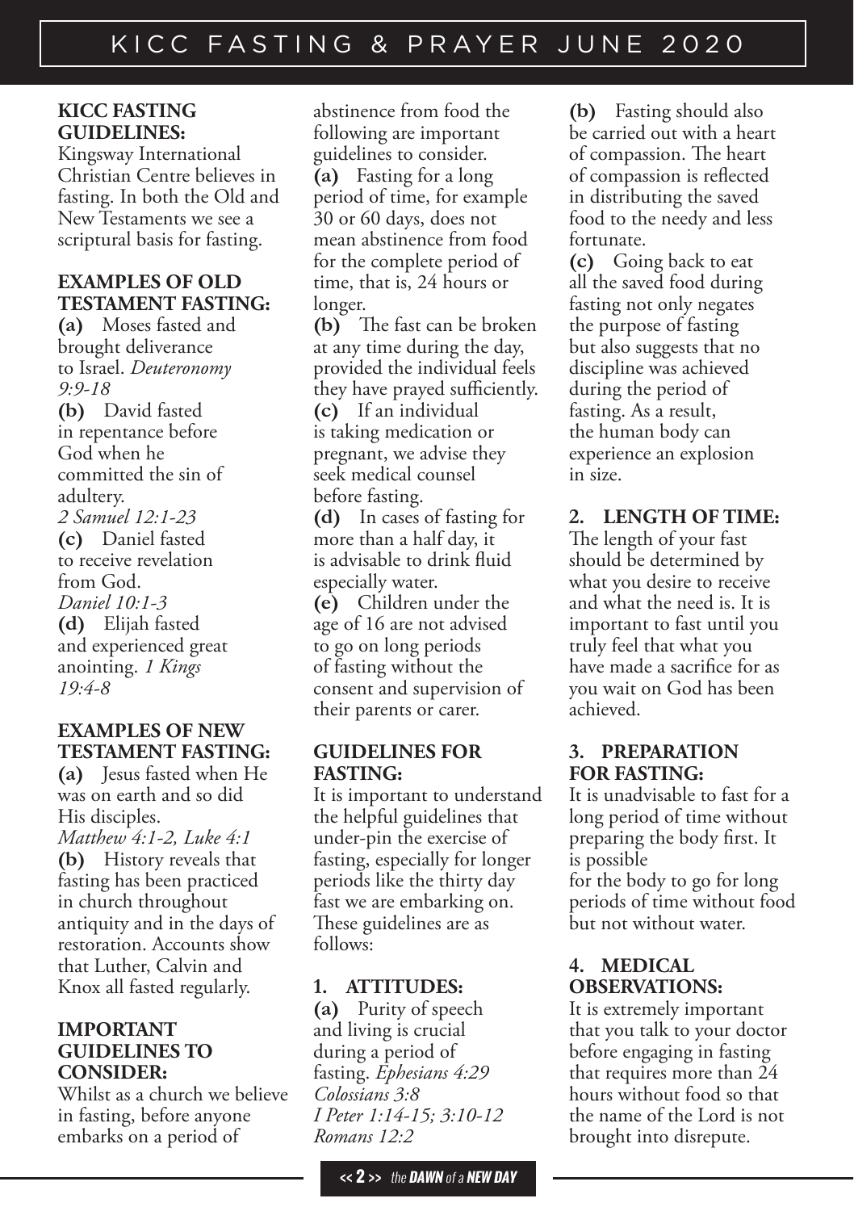**KICC FASTING GUIDELINES:**

Kingsway International Christian Centre believes in fasting. In both the Old and New Testaments we see a scriptural basis for fasting.

**EXAMPLES OF OLD TESTAMENT FASTING:**

**(a)** Moses fasted and brought deliverance to Israel. *Deuteronomy 9:9-18*

**(b)** David fasted in repentance before God when he committed the sin of adultery. *2 Samuel 12:1-23*

**(c)** Daniel fasted to receive revelation from God. *Daniel 10:1-3*

**(d)** Elijah fasted and experienced great anointing. *1 Kings 19:4-8*

**EXAMPLES OF NEW TESTAMENT FASTING:**

**(a)** Jesus fasted when He was on earth and so did His disciples. *Matthew 4:1-2, Luke 4:1*

**(b)** History reveals that fasting has been practiced in church throughout antiquity and in the days of restoration. Accounts show that Luther, Calvin and Knox all fasted regularly.

**IMPORTANT GUIDELINES TO CONSIDER:**

Whilst as a church we believe in fasting, before anyone embarks on a period of abstinence from food the following are important guidelines to consider.

**(a)** Fasting for a long period of time, for example 30 or 60 days, does not mean abstinence from food for the complete period of time, that is, 24 hours or longer.

**(b)** The fast can be broken at any time during the day, provided the individual feels they have prayed sufficiently.

**(c)** If an individual is taking medication or pregnant, we advise they seek medical counsel before fasting.

**(d)** In cases of fasting for more than a half day, it is advisable to drink fluid especially water.

**(e)** Children under the age of 16 are not advised to go on long periods of fasting without the consent and supervision of their parents or carer.

**GUIDELINES FOR FASTING:**

It is important to understand the helpful guidelines that under-pin the exercise of fasting, especially for longer periods like the thirty day fast we are embarking on. These guidelines are as follows:

**1. ATTITUDES:**

**(a)** Purity of speech and living is crucial during a period of fasting. *Ephesians 4:29 Colossians 3:8 I Peter 1:14-15; 3:10-12 Romans 12:2*

**(b)** Fasting should also be carried out with a heart of compassion. The heart of compassion is reflected in distributing the saved food to the needy and less fortunate.

**(c)** Going back to eat all the saved food during fasting not only negates the purpose of fasting but also suggests that no discipline was achieved during the period of fasting. As a result, the human body can experience an explosion in size.

**2. LENGTH OF TIME:**

The length of your fast should be determined by what you desire to receive and what the need is. It is important to fast until you truly feel that what you have made a sacrifice for as you wait on God has been achieved.

**3. PREPARATION FOR FASTING:**

It is unadvisable to fast for a long period of time without preparing the body first. It is possible for the body to go for long periods of time without food but not without water.

**4. MEDICAL OBSERVATIONS:**

It is extremely important that you talk to your doctor before engaging in fasting that requires more than 24 hours without food so that the name of the Lord is not brought into disrepute.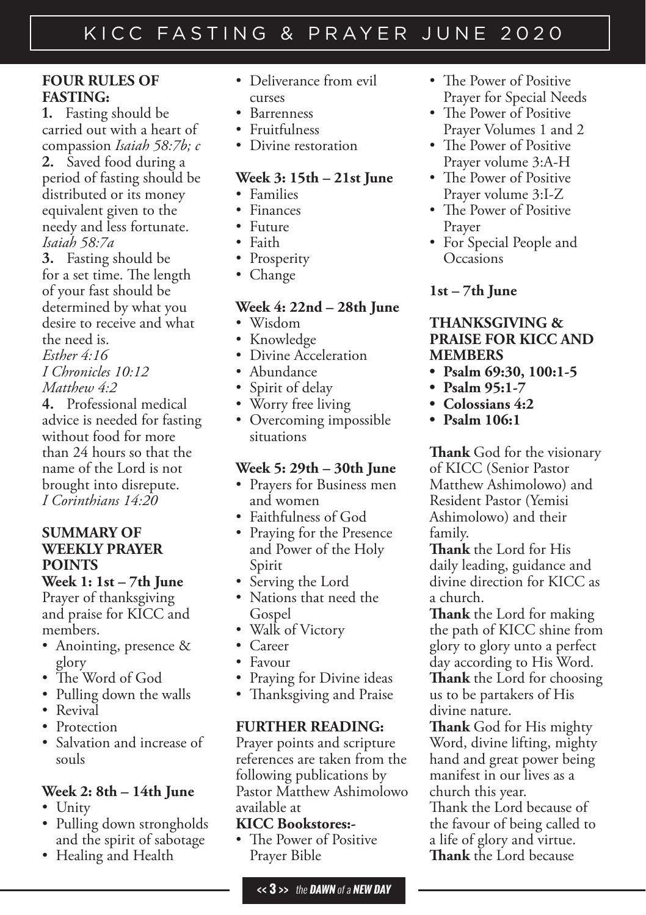**FOUR RULES OF FASTING:**

**1.** Fasting should be carried out with a heart of compassion *Isaiah 58:7b; c*

**2.** Saved food during a period of fasting should be distributed or its money equivalent given to the needy and less fortunate. *Isaiah 58:7a*

**3.** Fasting should be for a set time. The length of your fast should be determined by what you desire to receive and what the need is.
*Esther 4:16*
*I Chronicles 10:12*
*Matthew 4:2*

**4.** Professional medical advice is needed for fasting without food for more than 24 hours so that the name of the Lord is not brought into disrepute.
*I Corinthians 14:20*

**SUMMARY OF WEEKLY PRAYER POINTS**

**Week 1: 1st – 7th June**
Prayer of thanksgiving and praise for KICC and members.

- Anointing, presence & glory
- The Word of God
- Pulling down the walls
- Revival
- Protection
- Salvation and increase of souls

**Week 2: 8th – 14th June**

- Unity
- Pulling down strongholds and the spirit of sabotage
- Healing and Health
- Deliverance from evil curses
- Barrenness
- Fruitfulness
- Divine restoration

**Week 3: 15th – 21st June**

- Families
- Finances
- Future
- Faith
- Prosperity
- Change

**Week 4: 22nd – 28th June**

- Wisdom
- Knowledge
- Divine Acceleration
- Abundance
- Spirit of delay
- Worry free living
- Overcoming impossible situations

**Week 5: 29th – 30th June**

- Prayers for Business men and women
- Faithfulness of God
- Praying for the Presence and Power of the Holy Spirit
- Serving the Lord
- Nations that need the Gospel
- Walk of Victory
- Career
- Favour
- Praying for Divine ideas
- Thanksgiving and Praise

**FURTHER READING:**
Prayer points and scripture references are taken from the following publications by Pastor Matthew Ashimolowo available at
**KICC Bookstores:-**

- The Power of Positive Prayer Bible
- The Power of Positive Prayer for Special Needs
- The Power of Positive Prayer Volumes 1 and 2
- The Power of Positive Prayer volume 3:A-H
- The Power of Positive Prayer volume 3:I-Z
- The Power of Positive Prayer
- For Special People and Occasions

**1st – 7th June**

**THANKSGIVING & PRAISE FOR KICC AND MEMBERS**

- **Psalm 69:30, 100:1-5**
- **Psalm 95:1-7**
- **Colossians 4:2**
- **Psalm 106:1**

**Thank** God for the visionary of KICC (Senior Pastor Matthew Ashimolowo) and Resident Pastor (Yemisi Ashimolowo) and their family.
**Thank** the Lord for His daily leading, guidance and divine direction for KICC as a church.
**Thank** the Lord for making the path of KICC shine from glory to glory unto a perfect day according to His Word.
**Thank** the Lord for choosing us to be partakers of His divine nature.
**Thank** God for His mighty Word, divine lifting, mighty hand and great power being manifest in our lives as a church this year.
Thank the Lord because of the favour of being called to a life of glory and virtue.
**Thank** the Lord because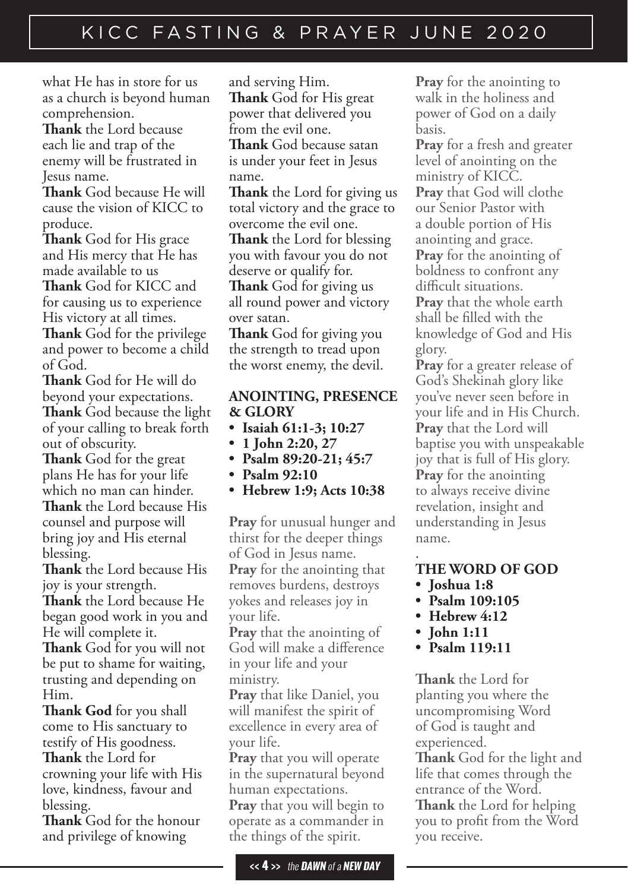what He has in store for us as a church is beyond human comprehension.

**Thank** the Lord because each lie and trap of the enemy will be frustrated in Jesus name.

**Thank** God because He will cause the vision of KICC to produce.

**Thank** God for His grace and His mercy that He has made available to us

**Thank** God for KICC and for causing us to experience His victory at all times.

**Thank** God for the privilege and power to become a child of God.

**Thank** God for He will do beyond your expectations.

**Thank** God because the light of your calling to break forth out of obscurity.

**Thank** God for the great plans He has for your life which no man can hinder.

**Thank** the Lord because His counsel and purpose will bring joy and His eternal blessing.

**Thank** the Lord because His joy is your strength.

**Thank** the Lord because He began good work in you and He will complete it.

**Thank** God for you will not be put to shame for waiting, trusting and depending on Him.

**Thank God** for you shall come to His sanctuary to testify of His goodness.

**Thank** the Lord for crowning your life with His love, kindness, favour and blessing.

**Thank** God for the honour and privilege of knowing and serving Him.

**Thank** God for His great power that delivered you from the evil one.

**Thank** God because satan is under your feet in Jesus name.

**Thank** the Lord for giving us total victory and the grace to overcome the evil one.

**Thank** the Lord for blessing you with favour you do not deserve or qualify for.

**Thank** God for giving us all round power and victory over satan.

**Thank** God for giving you the strength to tread upon the worst enemy, the devil.

## ANOINTING, PRESENCE & GLORY

- **Isaiah 61:1-3; 10:27**
- **1 John 2:20, 27**
- **Psalm 89:20-21; 45:7**
- **Psalm 92:10**
- **Hebrew 1:9; Acts 10:38**

**Pray** for unusual hunger and thirst for the deeper things of God in Jesus name.

**Pray** for the anointing that removes burdens, destroys yokes and releases joy in your life.

**Pray** that the anointing of God will make a difference in your life and your ministry.

**Pray** that like Daniel, you will manifest the spirit of excellence in every area of your life.

**Pray** that you will operate in the supernatural beyond human expectations.

**Pray** that you will begin to operate as a commander in the things of the spirit.

**Pray** for the anointing to walk in the holiness and power of God on a daily basis.

**Pray** for a fresh and greater level of anointing on the ministry of KICC.

**Pray** that God will clothe our Senior Pastor with a double portion of His anointing and grace.

**Pray** for the anointing of boldness to confront any difficult situations.

**Pray** that the whole earth shall be filled with the knowledge of God and His glory.

**Pray** for a greater release of God's Shekinah glory like you've never seen before in your life and in His Church.

**Pray** that the Lord will baptise you with unspeakable joy that is full of His glory.

**Pray** for the anointing to always receive divine revelation, insight and understanding in Jesus name.

## THE WORD OF GOD

- **Joshua 1:8**
- **Psalm 109:105**
- **Hebrew 4:12**
- **John 1:11**
- **Psalm 119:11**

**Thank** the Lord for planting you where the uncompromising Word of God is taught and experienced.

**Thank** God for the light and life that comes through the entrance of the Word.

**Thank** the Lord for helping you to profit from the Word you receive.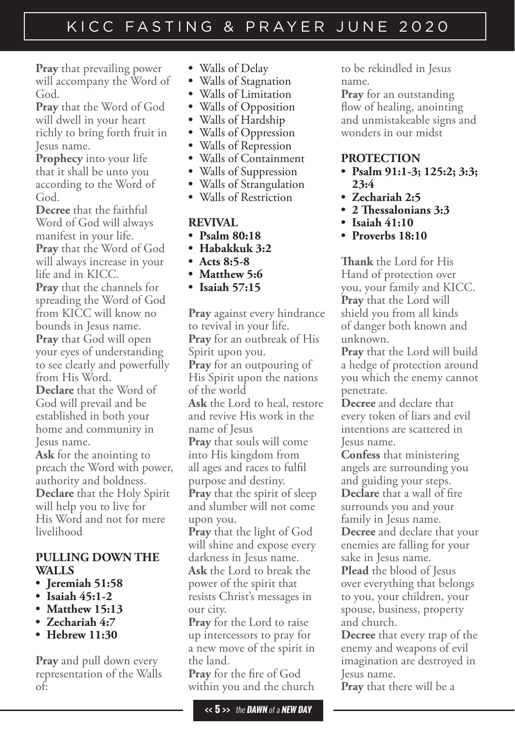**Pray** that prevailing power will accompany the Word of God.

**Pray** that the Word of God will dwell in your heart richly to bring forth fruit in Jesus name.

**Prophecy** into your life that it shall be unto you according to the Word of God.

**Decree** that the faithful Word of God will always manifest in your life.

**Pray** that the Word of God will always increase in your life and in KICC.

**Pray** that the channels for spreading the Word of God from KICC will know no bounds in Jesus name.

**Pray** that God will open your eyes of understanding to see clearly and powerfully from His Word.

**Declare** that the Word of God will prevail and be established in both your home and community in Jesus name.

**Ask** for the anointing to preach the Word with power, authority and boldness.

**Declare** that the Holy Spirit will help you to live for His Word and not for mere livelihood

## PULLING DOWN THE WALLS

- **Jeremiah 51:58**
- **Isaiah 45:1-2**
- **Matthew 15:13**
- **Zechariah 4:7**
- **Hebrew 11:30**

**Pray** and pull down every representation of the Walls of:

- Walls of Delay
- Walls of Stagnation
- Walls of Limitation
- Walls of Opposition
- Walls of Hardship
- Walls of Oppression
- Walls of Repression
- Walls of Containment
- Walls of Suppression
- Walls of Strangulation
- Walls of Restriction

## REVIVAL

- **Psalm 80:18**
- **Habakkuk 3:2**
- **Acts 8:5-8**
- **Matthew 5:6**
- **Isaiah 57:15**

**Pray** against every hindrance to revival in your life.

**Pray** for an outbreak of His Spirit upon you.

**Pray** for an outpouring of His Spirit upon the nations of the world

**Ask** the Lord to heal, restore and revive His work in the name of Jesus

**Pray** that souls will come into His kingdom from all ages and races to fulfil purpose and destiny.

**Pray** that the spirit of sleep and slumber will not come upon you.

**Pray** that the light of God will shine and expose every darkness in Jesus name.

**Ask** the Lord to break the power of the spirit that resists Christ's messages in our city.

**Pray** for the Lord to raise up intercessors to pray for a new move of the spirit in the land.

**Pray** for the fire of God within you and the church to be rekindled in Jesus name.

**Pray** for an outstanding flow of healing, anointing and unmistakeable signs and wonders in our midst

## PROTECTION

- **Psalm 91:1-3; 125:2; 3:3; 23:4**
- **Zechariah 2:5**
- **2 Thessalonians 3:3**
- **Isaiah 41:10**
- **Proverbs 18:10**

**Thank** the Lord for His Hand of protection over you, your family and KICC.

**Pray** that the Lord will shield you from all kinds of danger both known and unknown.

**Pray** that the Lord will build a hedge of protection around you which the enemy cannot penetrate.

**Decree** and declare that every token of liars and evil intentions are scattered in Jesus name.

**Confess** that ministering angels are surrounding you and guiding your steps.

**Declare** that a wall of fire surrounds you and your family in Jesus name.

**Decree** and declare that your enemies are falling for your sake in Jesus name.

**Plead** the blood of Jesus over everything that belongs to you, your children, your spouse, business, property and church.

**Decree** that every trap of the enemy and weapons of evil imagination are destroyed in Jesus name.

**Pray** that there will be a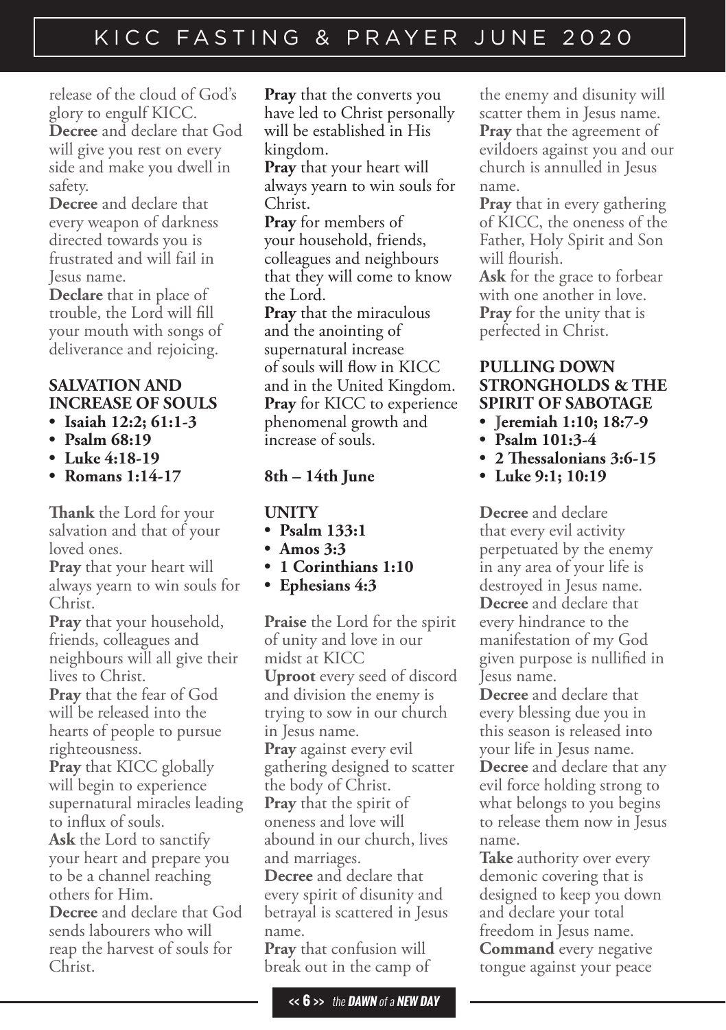release of the cloud of God's glory to engulf KICC.

**Decree** and declare that God will give you rest on every side and make you dwell in safety.

**Decree** and declare that every weapon of darkness directed towards you is frustrated and will fail in Jesus name.

**Declare** that in place of trouble, the Lord will fill your mouth with songs of deliverance and rejoicing.

### SALVATION AND INCREASE OF SOULS

- **Isaiah 12:2; 61:1-3**
- **Psalm 68:19**
- **Luke 4:18-19**
- **Romans 1:14-17**

**Thank** the Lord for your salvation and that of your loved ones.

**Pray** that your heart will always yearn to win souls for Christ.

**Pray** that your household, friends, colleagues and neighbours will all give their lives to Christ.

**Pray** that the fear of God will be released into the hearts of people to pursue righteousness.

**Pray** that KICC globally will begin to experience supernatural miracles leading to influx of souls.

**Ask** the Lord to sanctify your heart and prepare you to be a channel reaching others for Him.

**Decree** and declare that God sends labourers who will reap the harvest of souls for Christ.

**Pray** that the converts you have led to Christ personally will be established in His kingdom.

**Pray** that your heart will always yearn to win souls for Christ.

**Pray** for members of your household, friends, colleagues and neighbours that they will come to know the Lord.

**Pray** that the miraculous and the anointing of supernatural increase of souls will flow in KICC and in the United Kingdom.

**Pray** for KICC to experience phenomenal growth and increase of souls.

## 8th – 14th June

### UNITY

- **Psalm 133:1**
- **Amos 3:3**
- **1 Corinthians 1:10**
- **Ephesians 4:3**

**Praise** the Lord for the spirit of unity and love in our midst at KICC

**Uproot** every seed of discord and division the enemy is trying to sow in our church in Jesus name.

**Pray** against every evil gathering designed to scatter the body of Christ.

**Pray** that the spirit of oneness and love will abound in our church, lives and marriages.

**Decree** and declare that every spirit of disunity and betrayal is scattered in Jesus name.

**Pray** that confusion will break out in the camp of the enemy and disunity will scatter them in Jesus name.

**Pray** that the agreement of evildoers against you and our church is annulled in Jesus name.

**Pray** that in every gathering of KICC, the oneness of the Father, Holy Spirit and Son will flourish.

**Ask** for the grace to forbear with one another in love.

**Pray** for the unity that is perfected in Christ.

### PULLING DOWN STRONGHOLDS & THE SPIRIT OF SABOTAGE

- **Jeremiah 1:10; 18:7-9**
- **Psalm 101:3-4**
- **2 Thessalonians 3:6-15**
- **Luke 9:1; 10:19**

**Decree** and declare that every evil activity perpetuated by the enemy in any area of your life is destroyed in Jesus name.

**Decree** and declare that every hindrance to the manifestation of my God given purpose is nullified in Jesus name.

**Decree** and declare that every blessing due you in this season is released into your life in Jesus name.

**Decree** and declare that any evil force holding strong to what belongs to you begins to release them now in Jesus name.

**Take** authority over every demonic covering that is designed to keep you down and declare your total freedom in Jesus name.

**Command** every negative tongue against your peace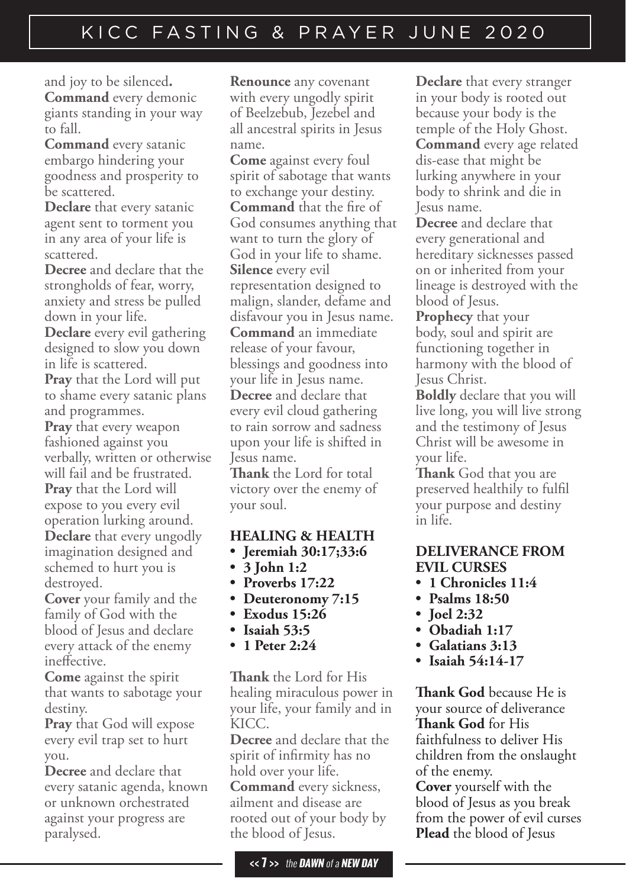and joy to be silenced**.**

**Command** every demonic giants standing in your way to fall.

**Command** every satanic embargo hindering your goodness and prosperity to be scattered.

**Declare** that every satanic agent sent to torment you in any area of your life is scattered.

**Decree** and declare that the strongholds of fear, worry, anxiety and stress be pulled down in your life.

**Declare** every evil gathering designed to slow you down in life is scattered.

**Pray** that the Lord will put to shame every satanic plans and programmes.

**Pray** that every weapon fashioned against you verbally, written or otherwise will fail and be frustrated.

**Pray** that the Lord will expose to you every evil operation lurking around.

**Declare** that every ungodly imagination designed and schemed to hurt you is destroyed.

**Cover** your family and the family of God with the blood of Jesus and declare every attack of the enemy ineffective.

**Come** against the spirit that wants to sabotage your destiny.

**Pray** that God will expose every evil trap set to hurt you.

**Decree** and declare that every satanic agenda, known or unknown orchestrated against your progress are paralysed.

**Renounce** any covenant with every ungodly spirit of Beelzebub, Jezebel and all ancestral spirits in Jesus name.

**Come** against every foul spirit of sabotage that wants to exchange your destiny.

**Command** that the fire of God consumes anything that want to turn the glory of God in your life to shame.

**Silence** every evil representation designed to malign, slander, defame and disfavour you in Jesus name.

**Command** an immediate release of your favour, blessings and goodness into your life in Jesus name.

**Decree** and declare that every evil cloud gathering to rain sorrow and sadness upon your life is shifted in Jesus name.

**Thank** the Lord for total victory over the enemy of your soul.

## HEALING & HEALTH

- **Jeremiah 30:17;33:6**
- **3 John 1:2**
- **Proverbs 17:22**
- **Deuteronomy 7:15**
- **Exodus 15:26**
- **Isaiah 53:5**
- **1 Peter 2:24**

**Thank** the Lord for His healing miraculous power in your life, your family and in KICC.

**Decree** and declare that the spirit of infirmity has no hold over your life.

**Command** every sickness, ailment and disease are rooted out of your body by the blood of Jesus.

**Declare** that every stranger in your body is rooted out because your body is the temple of the Holy Ghost.

**Command** every age related dis-ease that might be lurking anywhere in your body to shrink and die in Jesus name.

**Decree** and declare that every generational and hereditary sicknesses passed on or inherited from your lineage is destroyed with the blood of Jesus.

**Prophecy** that your body, soul and spirit are functioning together in harmony with the blood of Jesus Christ.

**Boldly** declare that you will live long, you will live strong and the testimony of Jesus Christ will be awesome in your life.

**Thank** God that you are preserved healthily to fulfil your purpose and destiny in life.

## DELIVERANCE FROM EVIL CURSES

- **1 Chronicles 11:4**
- **Psalms 18:50**
- **Joel 2:32**
- **Obadiah 1:17**
- **Galatians 3:13**
- **Isaiah 54:14-17**

**Thank God** because He is your source of deliverance

**Thank God** for His faithfulness to deliver His children from the onslaught of the enemy.

**Cover** yourself with the blood of Jesus as you break from the power of evil curses

**Plead** the blood of Jesus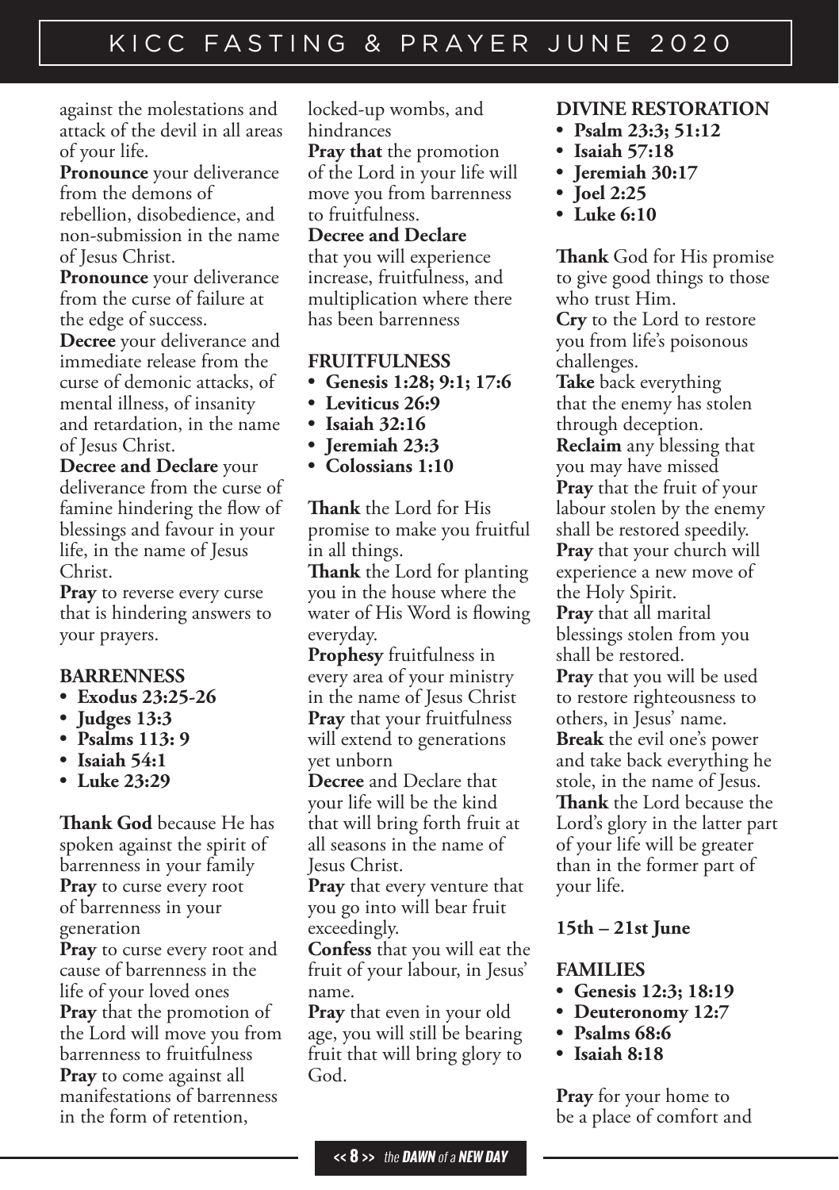against the molestations and attack of the devil in all areas of your life.

**Pronounce** your deliverance from the demons of rebellion, disobedience, and non-submission in the name of Jesus Christ.

**Pronounce** your deliverance from the curse of failure at the edge of success.

**Decree** your deliverance and immediate release from the curse of demonic attacks, of mental illness, of insanity and retardation, in the name of Jesus Christ.

**Decree and Declare** your deliverance from the curse of famine hindering the flow of blessings and favour in your life, in the name of Jesus Christ.

**Pray** to reverse every curse that is hindering answers to your prayers.

### BARRENNESS

- **Exodus 23:25-26**
- **Judges 13:3**
- **Psalms 113: 9**
- **Isaiah 54:1**
- **Luke 23:29**

**Thank God** because He has spoken against the spirit of barrenness in your family

**Pray** to curse every root of barrenness in your generation

**Pray** to curse every root and cause of barrenness in the life of your loved ones

**Pray** that the promotion of the Lord will move you from barrenness to fruitfulness

**Pray** to come against all manifestations of barrenness in the form of retention, locked-up wombs, and hindrances

**Pray that** the promotion of the Lord in your life will move you from barrenness to fruitfulness.

**Decree and Declare** that you will experience increase, fruitfulness, and multiplication where there has been barrenness

### FRUITFULNESS

- **Genesis 1:28; 9:1; 17:6**
- **Leviticus 26:9**
- **Isaiah 32:16**
- **Jeremiah 23:3**
- **Colossians 1:10**

**Thank** the Lord for His promise to make you fruitful in all things.

**Thank** the Lord for planting you in the house where the water of His Word is flowing everyday.

**Prophesy** fruitfulness in every area of your ministry in the name of Jesus Christ

**Pray** that your fruitfulness will extend to generations yet unborn

**Decree** and Declare that your life will be the kind that will bring forth fruit at all seasons in the name of Jesus Christ.

**Pray** that every venture that you go into will bear fruit exceedingly.

**Confess** that you will eat the fruit of your labour, in Jesus' name.

**Pray** that even in your old age, you will still be bearing fruit that will bring glory to God.

### DIVINE RESTORATION

- **Psalm 23:3; 51:12**
- **Isaiah 57:18**
- **Jeremiah 30:17**
- **Joel 2:25**
- **Luke 6:10**

**Thank** God for His promise to give good things to those who trust Him.

**Cry** to the Lord to restore you from life's poisonous challenges.

**Take** back everything that the enemy has stolen through deception.

**Reclaim** any blessing that you may have missed

**Pray** that the fruit of your labour stolen by the enemy shall be restored speedily.

**Pray** that your church will experience a new move of the Holy Spirit.

**Pray** that all marital blessings stolen from you shall be restored.

**Pray** that you will be used to restore righteousness to others, in Jesus' name.

**Break** the evil one's power and take back everything he stole, in the name of Jesus.

**Thank** the Lord because the Lord's glory in the latter part of your life will be greater than in the former part of your life.

## 15th – 21st June

### FAMILIES

- **Genesis 12:3; 18:19**
- **Deuteronomy 12:7**
- **Psalms 68:6**
- **Isaiah 8:18**

**Pray** for your home to be a place of comfort and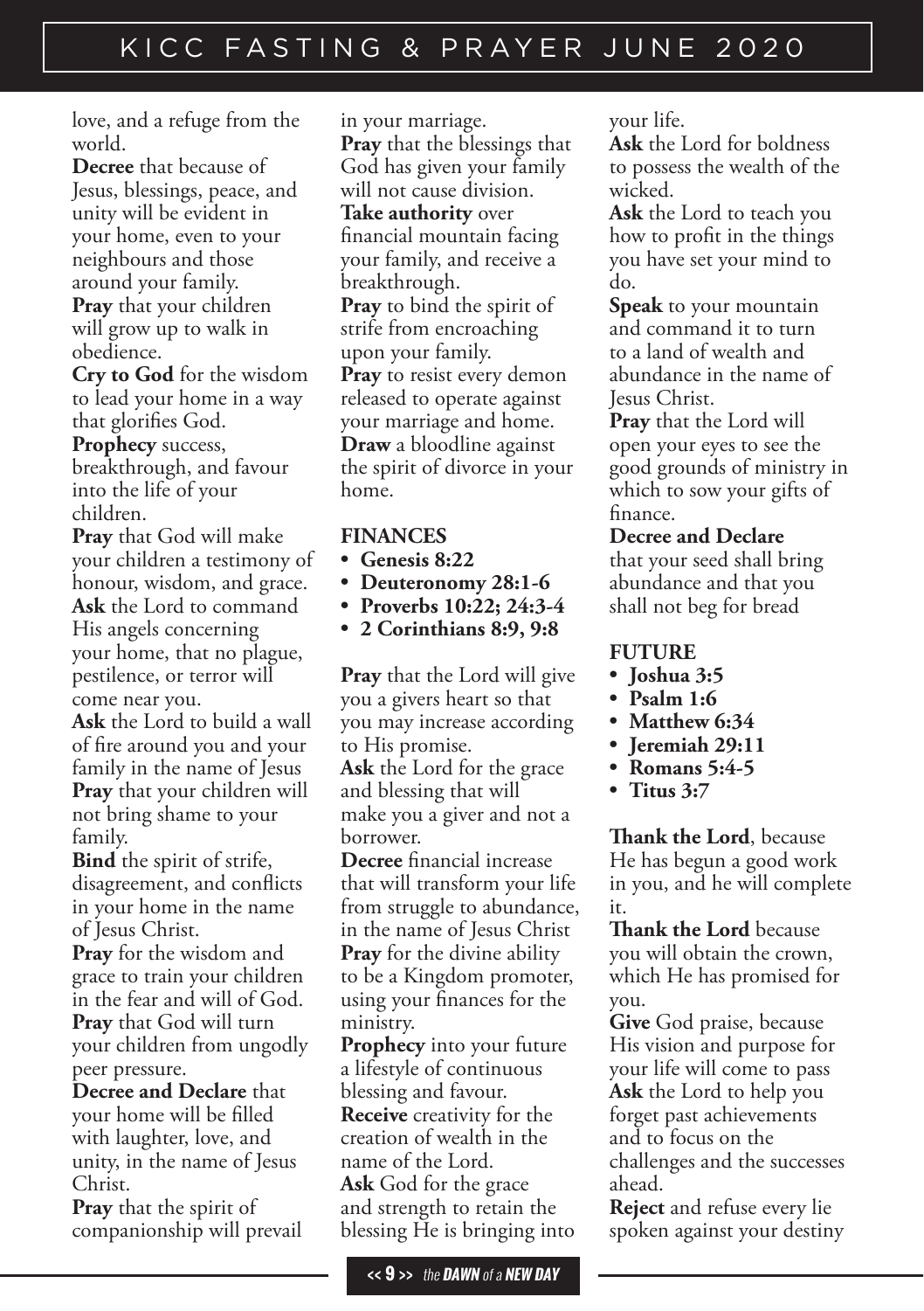love, and a refuge from the world.

**Decree** that because of Jesus, blessings, peace, and unity will be evident in your home, even to your neighbours and those around your family.

**Pray** that your children will grow up to walk in obedience.

**Cry to God** for the wisdom to lead your home in a way that glorifies God.

**Prophecy** success, breakthrough, and favour into the life of your children.

**Pray** that God will make your children a testimony of honour, wisdom, and grace.

**Ask** the Lord to command His angels concerning your home, that no plague, pestilence, or terror will come near you.

**Ask** the Lord to build a wall of fire around you and your family in the name of Jesus

**Pray** that your children will not bring shame to your family.

**Bind** the spirit of strife, disagreement, and conflicts in your home in the name of Jesus Christ.

**Pray** for the wisdom and grace to train your children in the fear and will of God.

**Pray** that God will turn your children from ungodly peer pressure.

**Decree and Declare** that your home will be filled with laughter, love, and unity, in the name of Jesus Christ.

**Pray** that the spirit of companionship will prevail in your marriage.

**Pray** that the blessings that God has given your family will not cause division.

**Take authority** over financial mountain facing your family, and receive a breakthrough.

**Pray** to bind the spirit of strife from encroaching upon your family.

**Pray** to resist every demon released to operate against your marriage and home.

**Draw** a bloodline against the spirit of divorce in your home.

## FINANCES

- **Genesis 8:22**
- **Deuteronomy 28:1-6**
- **Proverbs 10:22; 24:3-4**
- **2 Corinthians 8:9, 9:8**

**Pray** that the Lord will give you a givers heart so that you may increase according to His promise.

**Ask** the Lord for the grace and blessing that will make you a giver and not a borrower.

**Decree** financial increase that will transform your life from struggle to abundance, in the name of Jesus Christ

**Pray** for the divine ability to be a Kingdom promoter, using your finances for the ministry.

**Prophecy** into your future a lifestyle of continuous blessing and favour.

**Receive** creativity for the creation of wealth in the name of the Lord.

**Ask** God for the grace and strength to retain the blessing He is bringing into your life.

**Ask** the Lord for boldness to possess the wealth of the wicked.

**Ask** the Lord to teach you how to profit in the things you have set your mind to do.

**Speak** to your mountain and command it to turn to a land of wealth and abundance in the name of Jesus Christ.

**Pray** that the Lord will open your eyes to see the good grounds of ministry in which to sow your gifts of finance.

**Decree and Declare** that your seed shall bring abundance and that you shall not beg for bread

## FUTURE

- **Joshua 3:5**
- **Psalm 1:6**
- **Matthew 6:34**
- **Jeremiah 29:11**
- **Romans 5:4-5**
- **Titus 3:7**

**Thank the Lord**, because He has begun a good work in you, and he will complete it.

**Thank the Lord** because you will obtain the crown, which He has promised for you.

**Give** God praise, because His vision and purpose for your life will come to pass

**Ask** the Lord to help you forget past achievements and to focus on the challenges and the successes ahead.

**Reject** and refuse every lie spoken against your destiny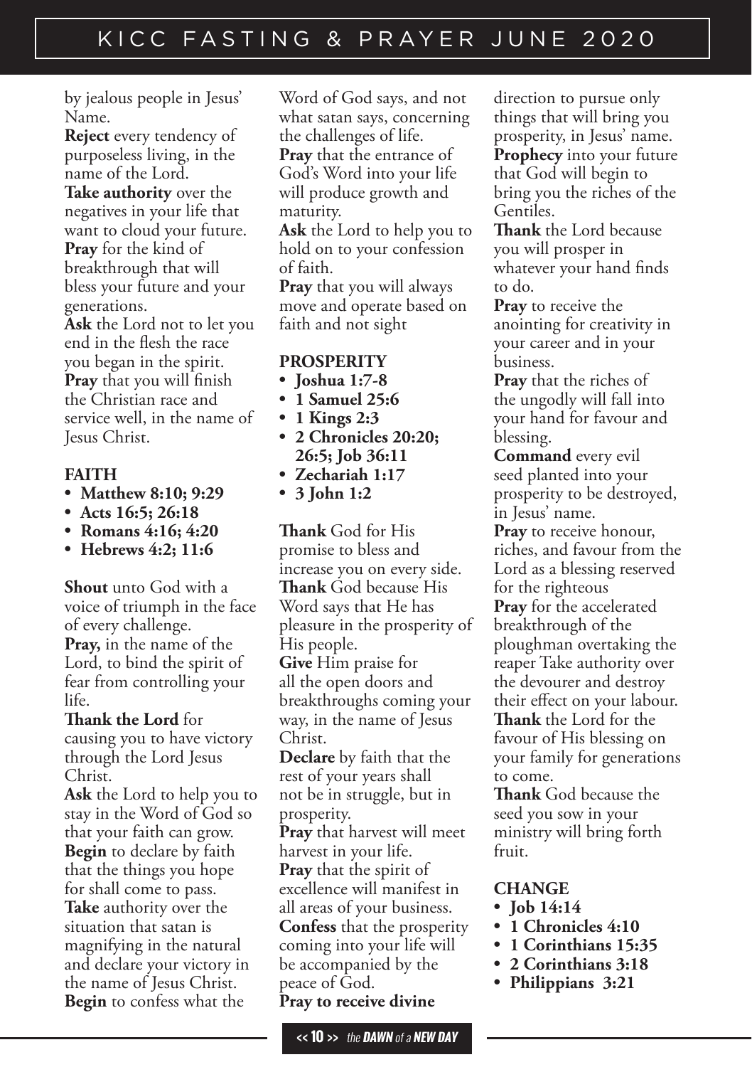by jealous people in Jesus' Name.

**Reject** every tendency of purposeless living, in the name of the Lord.

**Take authority** over the negatives in your life that want to cloud your future.

**Pray** for the kind of breakthrough that will bless your future and your generations.

**Ask** the Lord not to let you end in the flesh the race you began in the spirit.

**Pray** that you will finish the Christian race and service well, in the name of Jesus Christ.

### FAITH

- **Matthew 8:10; 9:29**
- **Acts 16:5; 26:18**
- **Romans 4:16; 4:20**
- **Hebrews 4:2; 11:6**

**Shout** unto God with a voice of triumph in the face of every challenge.

**Pray,** in the name of the Lord, to bind the spirit of fear from controlling your life.

**Thank the Lord** for causing you to have victory through the Lord Jesus Christ.

**Ask** the Lord to help you to stay in the Word of God so that your faith can grow.

**Begin** to declare by faith that the things you hope for shall come to pass.

**Take** authority over the situation that satan is magnifying in the natural and declare your victory in the name of Jesus Christ.

**Begin** to confess what the Word of God says, and not what satan says, concerning the challenges of life.

**Pray** that the entrance of God's Word into your life will produce growth and maturity.

**Ask** the Lord to help you to hold on to your confession of faith.

**Pray** that you will always move and operate based on faith and not sight

### PROSPERITY

- **Joshua 1:7-8**
- **1 Samuel 25:6**
- **1 Kings 2:3**
- **2 Chronicles 20:20; 26:5; Job 36:11**
- **Zechariah 1:17**
- **3 John 1:2**

**Thank** God for His promise to bless and increase you on every side.

**Thank** God because His Word says that He has pleasure in the prosperity of His people.

**Give** Him praise for all the open doors and breakthroughs coming your way, in the name of Jesus Christ.

**Declare** by faith that the rest of your years shall not be in struggle, but in prosperity.

**Pray** that harvest will meet harvest in your life.

**Pray** that the spirit of excellence will manifest in all areas of your business.

**Confess** that the prosperity coming into your life will be accompanied by the peace of God.

**Pray to receive divine** direction to pursue only things that will bring you prosperity, in Jesus' name.

**Prophecy** into your future that God will begin to bring you the riches of the Gentiles.

**Thank** the Lord because you will prosper in whatever your hand finds to do.

**Pray** to receive the anointing for creativity in your career and in your business.

**Pray** that the riches of the ungodly will fall into your hand for favour and blessing.

**Command** every evil seed planted into your prosperity to be destroyed, in Jesus' name.

**Pray** to receive honour, riches, and favour from the Lord as a blessing reserved for the righteous

**Pray** for the accelerated breakthrough of the ploughman overtaking the reaper Take authority over the devourer and destroy their effect on your labour.

**Thank** the Lord for the favour of His blessing on your family for generations to come.

**Thank** God because the seed you sow in your ministry will bring forth fruit.

### CHANGE

- **Job 14:14**
- **1 Chronicles 4:10**
- **1 Corinthians 15:35**
- **2 Corinthians 3:18**
- **Philippians 3:21**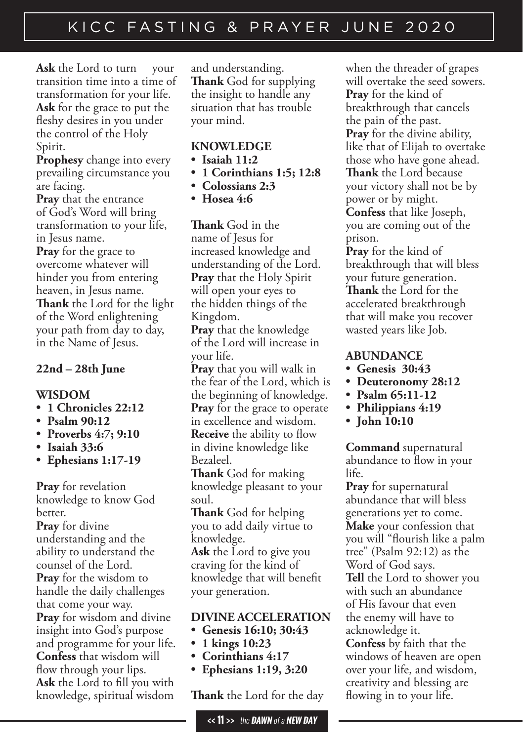**Ask** the Lord to turn your transition time into a time of transformation for your life.
**Ask** for the grace to put the fleshy desires in you under the control of the Holy Spirit.
**Prophesy** change into every prevailing circumstance you are facing.
**Pray** that the entrance of God's Word will bring transformation to your life, in Jesus name.
**Pray** for the grace to overcome whatever will hinder you from entering heaven, in Jesus name.
**Thank** the Lord for the light of the Word enlightening your path from day to day, in the Name of Jesus.

**22nd – 28th June**

**WISDOM**

- **1 Chronicles 22:12**
- **Psalm 90:12**
- **Proverbs 4:7; 9:10**
- **Isaiah 33:6**
- **Ephesians 1:17-19**

**Pray** for revelation knowledge to know God better.
**Pray** for divine understanding and the ability to understand the counsel of the Lord.
**Pray** for the wisdom to handle the daily challenges that come your way.
**Pray** for wisdom and divine insight into God's purpose and programme for your life.
**Confess** that wisdom will flow through your lips.
**Ask** the Lord to fill you with knowledge, spiritual wisdom and understanding.
**Thank** God for supplying the insight to handle any situation that has trouble your mind.

**KNOWLEDGE**

- **Isaiah 11:2**
- **1 Corinthians 1:5; 12:8**
- **Colossians 2:3**
- **Hosea 4:6**

**Thank** God in the name of Jesus for increased knowledge and understanding of the Lord.
**Pray** that the Holy Spirit will open your eyes to the hidden things of the Kingdom.
**Pray** that the knowledge of the Lord will increase in your life.
**Pray** that you will walk in the fear of the Lord, which is the beginning of knowledge.
**Pray** for the grace to operate in excellence and wisdom.
**Receive** the ability to flow in divine knowledge like Bezaleel.
**Thank** God for making knowledge pleasant to your soul.
**Thank** God for helping you to add daily virtue to knowledge.
**Ask** the Lord to give you craving for the kind of knowledge that will benefit your generation.

**DIVINE ACCELERATION**

- **Genesis 16:10; 30:43**
- **1 kings 10:23**
- **Corinthians 4:17**
- **Ephesians 1:19, 3:20**

**Thank** the Lord for the day when the threader of grapes will overtake the seed sowers.
**Pray** for the kind of breakthrough that cancels the pain of the past.
**Pray** for the divine ability, like that of Elijah to overtake those who have gone ahead.
**Thank** the Lord because your victory shall not be by power or by might.
**Confess** that like Joseph, you are coming out of the prison.
**Pray** for the kind of breakthrough that will bless your future generation.
**Thank** the Lord for the accelerated breakthrough that will make you recover wasted years like Job.

**ABUNDANCE**

- **Genesis 30:43**
- **Deuteronomy 28:12**
- **Psalm 65:11-12**
- **Philippians 4:19**
- **John 10:10**

**Command** supernatural abundance to flow in your life.
**Pray** for supernatural abundance that will bless generations yet to come.
**Make** your confession that you will "flourish like a palm tree" (Psalm 92:12) as the Word of God says.
**Tell** the Lord to shower you with such an abundance of His favour that even the enemy will have to acknowledge it.
**Confess** by faith that the windows of heaven are open over your life, and wisdom, creativity and blessing are flowing in to your life.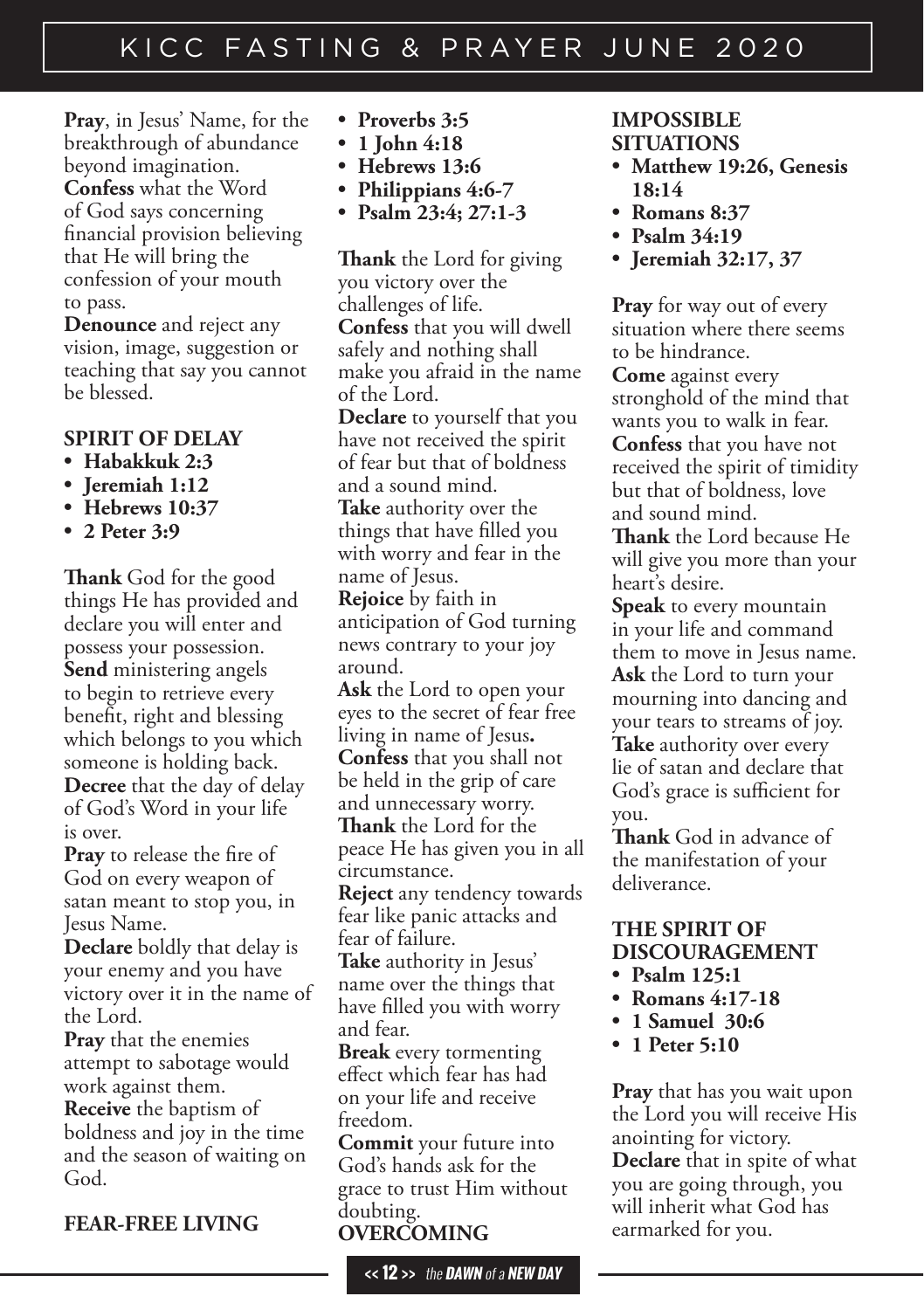**Pray**, in Jesus' Name, for the breakthrough of abundance beyond imagination.
**Confess** what the Word of God says concerning financial provision believing that He will bring the confession of your mouth to pass.
**Denounce** and reject any vision, image, suggestion or teaching that say you cannot be blessed.

### SPIRIT OF DELAY

- **Habakkuk 2:3**
- **Jeremiah 1:12**
- **Hebrews 10:37**
- **2 Peter 3:9**

**Thank** God for the good things He has provided and declare you will enter and possess your possession.
**Send** ministering angels to begin to retrieve every benefit, right and blessing which belongs to you which someone is holding back.
**Decree** that the day of delay of God's Word in your life is over.
**Pray** to release the fire of God on every weapon of satan meant to stop you, in Jesus Name.
**Declare** boldly that delay is your enemy and you have victory over it in the name of the Lord.
**Pray** that the enemies attempt to sabotage would work against them.
**Receive** the baptism of boldness and joy in the time and the season of waiting on God.

### FEAR-FREE LIVING

- **Proverbs 3:5**
- **1 John 4:18**
- **Hebrews 13:6**
- **Philippians 4:6-7**
- **Psalm 23:4; 27:1-3**

**Thank** the Lord for giving you victory over the challenges of life.
**Confess** that you will dwell safely and nothing shall make you afraid in the name of the Lord.
**Declare** to yourself that you have not received the spirit of fear but that of boldness and a sound mind.
**Take** authority over the things that have filled you with worry and fear in the name of Jesus.
**Rejoice** by faith in anticipation of God turning news contrary to your joy around.
**Ask** the Lord to open your eyes to the secret of fear free living in name of Jesus**.**
**Confess** that you shall not be held in the grip of care and unnecessary worry.
**Thank** the Lord for the peace He has given you in all circumstance.
**Reject** any tendency towards fear like panic attacks and fear of failure.
**Take** authority in Jesus' name over the things that have filled you with worry and fear.
**Break** every tormenting effect which fear has had on your life and receive freedom.
**Commit** your future into God's hands ask for the grace to trust Him without doubting.

### OVERCOMING IMPOSSIBLE SITUATIONS

- **Matthew 19:26, Genesis 18:14**
- **Romans 8:37**
- **Psalm 34:19**
- **Jeremiah 32:17, 37**

**Pray** for way out of every situation where there seems to be hindrance.
**Come** against every stronghold of the mind that wants you to walk in fear.
**Confess** that you have not received the spirit of timidity but that of boldness, love and sound mind.
**Thank** the Lord because He will give you more than your heart's desire.
**Speak** to every mountain in your life and command them to move in Jesus name.
**Ask** the Lord to turn your mourning into dancing and your tears to streams of joy.
**Take** authority over every lie of satan and declare that God's grace is sufficient for you.
**Thank** God in advance of the manifestation of your deliverance.

### THE SPIRIT OF DISCOURAGEMENT

- **Psalm 125:1**
- **Romans 4:17-18**
- **1 Samuel 30:6**
- **1 Peter 5:10**

**Pray** that has you wait upon the Lord you will receive His anointing for victory.
**Declare** that in spite of what you are going through, you will inherit what God has earmarked for you.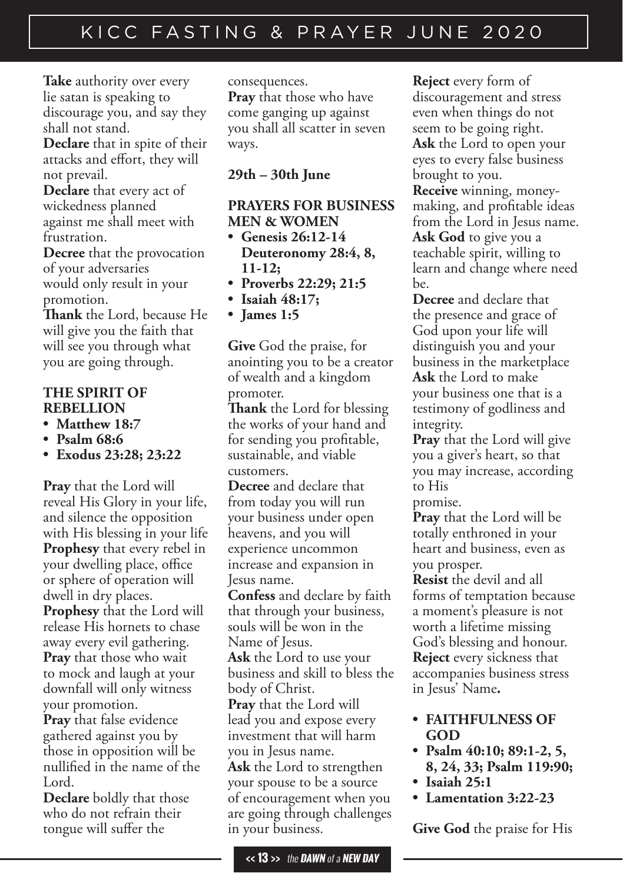**Take** authority over every lie satan is speaking to discourage you, and say they shall not stand.
**Declare** that in spite of their attacks and effort, they will not prevail.
**Declare** that every act of wickedness planned against me shall meet with frustration.
**Decree** that the provocation of your adversaries would only result in your promotion.
**Thank** the Lord, because He will give you the faith that will see you through what you are going through.

### THE SPIRIT OF REBELLION

- **Matthew 18:7**
- **Psalm 68:6**
- **Exodus 23:28; 23:22**

**Pray** that the Lord will reveal His Glory in your life, and silence the opposition with His blessing in your life
**Prophesy** that every rebel in your dwelling place, office or sphere of operation will dwell in dry places.
**Prophesy** that the Lord will release His hornets to chase away every evil gathering.
**Pray** that those who wait to mock and laugh at your downfall will only witness your promotion.
**Pray** that false evidence gathered against you by those in opposition will be nullified in the name of the Lord.
**Declare** boldly that those who do not refrain their tongue will suffer the consequences.
**Pray** that those who have come ganging up against you shall all scatter in seven ways.

**29th – 30th June**

### PRAYERS FOR BUSINESS MEN & WOMEN

- **Genesis 26:12-14 Deuteronomy 28:4, 8, 11-12;**
- **Proverbs 22:29; 21:5**
- **Isaiah 48:17;**
- **James 1:5**

**Give** God the praise, for anointing you to be a creator of wealth and a kingdom promoter.
**Thank** the Lord for blessing the works of your hand and for sending you profitable, sustainable, and viable customers.
**Decree** and declare that from today you will run your business under open heavens, and you will experience uncommon increase and expansion in Jesus name.
**Confess** and declare by faith that through your business, souls will be won in the Name of Jesus.
**Ask** the Lord to use your business and skill to bless the body of Christ.
**Pray** that the Lord will lead you and expose every investment that will harm you in Jesus name.
**Ask** the Lord to strengthen your spouse to be a source of encouragement when you are going through challenges in your business.
**Reject** every form of discouragement and stress even when things do not seem to be going right.
**Ask** the Lord to open your eyes to every false business brought to you.
**Receive** winning, money-making, and profitable ideas from the Lord in Jesus name.
**Ask God** to give you a teachable spirit, willing to learn and change where need be.
**Decree** and declare that the presence and grace of God upon your life will distinguish you and your business in the marketplace
**Ask** the Lord to make your business one that is a testimony of godliness and integrity.
**Pray** that the Lord will give you a giver's heart, so that you may increase, according to His promise.
**Pray** that the Lord will be totally enthroned in your heart and business, even as you prosper.
**Resist** the devil and all forms of temptation because a moment's pleasure is not worth a lifetime missing God's blessing and honour.
**Reject** every sickness that accompanies business stress in Jesus' Name**.**

- **FAITHFULNESS OF GOD**
- **Psalm 40:10; 89:1-2, 5, 8, 24, 33; Psalm 119:90;**
- **Isaiah 25:1**
- **Lamentation 3:22-23**

**Give God** the praise for His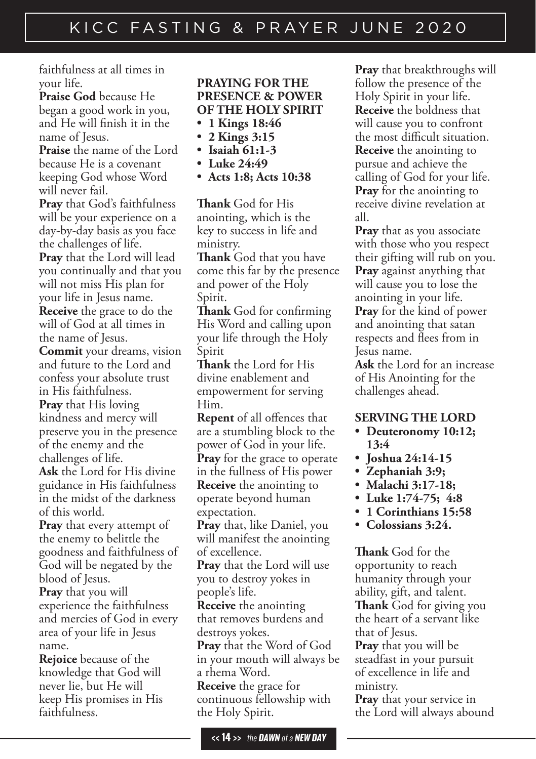faithfulness at all times in your life.

**Praise God** because He began a good work in you, and He will finish it in the name of Jesus.

**Praise** the name of the Lord because He is a covenant keeping God whose Word will never fail.

**Pray** that God's faithfulness will be your experience on a day-by-day basis as you face the challenges of life.

**Pray** that the Lord will lead you continually and that you will not miss His plan for your life in Jesus name.

**Receive** the grace to do the will of God at all times in the name of Jesus.

**Commit** your dreams, vision and future to the Lord and confess your absolute trust in His faithfulness.

**Pray** that His loving kindness and mercy will preserve you in the presence of the enemy and the challenges of life.

**Ask** the Lord for His divine guidance in His faithfulness in the midst of the darkness of this world.

**Pray** that every attempt of the enemy to belittle the goodness and faithfulness of God will be negated by the blood of Jesus.

**Pray** that you will experience the faithfulness and mercies of God in every area of your life in Jesus name.

**Rejoice** because of the knowledge that God will never lie, but He will keep His promises in His faithfulness.

## PRAYING FOR THE PRESENCE & POWER OF THE HOLY SPIRIT

- **1 Kings 18:46**
- **2 Kings 3:15**
- **Isaiah 61:1-3**
- **Luke 24:49**
- **Acts 1:8; Acts 10:38**

**Thank** God for His anointing, which is the key to success in life and ministry.

**Thank** God that you have come this far by the presence and power of the Holy Spirit.

**Thank** God for confirming His Word and calling upon your life through the Holy Spirit

**Thank** the Lord for His divine enablement and empowerment for serving Him.

**Repent** of all offences that are a stumbling block to the power of God in your life.

**Pray** for the grace to operate in the fullness of His power

**Receive** the anointing to operate beyond human expectation.

**Pray** that, like Daniel, you will manifest the anointing of excellence.

**Pray** that the Lord will use you to destroy yokes in people's life.

**Receive** the anointing that removes burdens and destroys yokes.

**Pray** that the Word of God in your mouth will always be a rhema Word.

**Receive** the grace for continuous fellowship with the Holy Spirit.

**Pray** that breakthroughs will follow the presence of the Holy Spirit in your life.

**Receive** the boldness that will cause you to confront the most difficult situation.

**Receive** the anointing to pursue and achieve the calling of God for your life.

**Pray** for the anointing to receive divine revelation at all.

**Pray** that as you associate with those who you respect their gifting will rub on you.

**Pray** against anything that will cause you to lose the anointing in your life.

**Pray** for the kind of power and anointing that satan respects and flees from in Jesus name.

**Ask** the Lord for an increase of His Anointing for the challenges ahead.

## SERVING THE LORD

- **Deuteronomy 10:12; 13:4**
- **Joshua 24:14-15**
- **Zephaniah 3:9;**
- **Malachi 3:17-18;**
- **Luke 1:74-75; 4:8**
- **1 Corinthians 15:58**
- **Colossians 3:24.**

**Thank** God for the opportunity to reach humanity through your ability, gift, and talent.

**Thank** God for giving you the heart of a servant like that of Jesus.

**Pray** that you will be steadfast in your pursuit of excellence in life and ministry.

**Pray** that your service in the Lord will always abound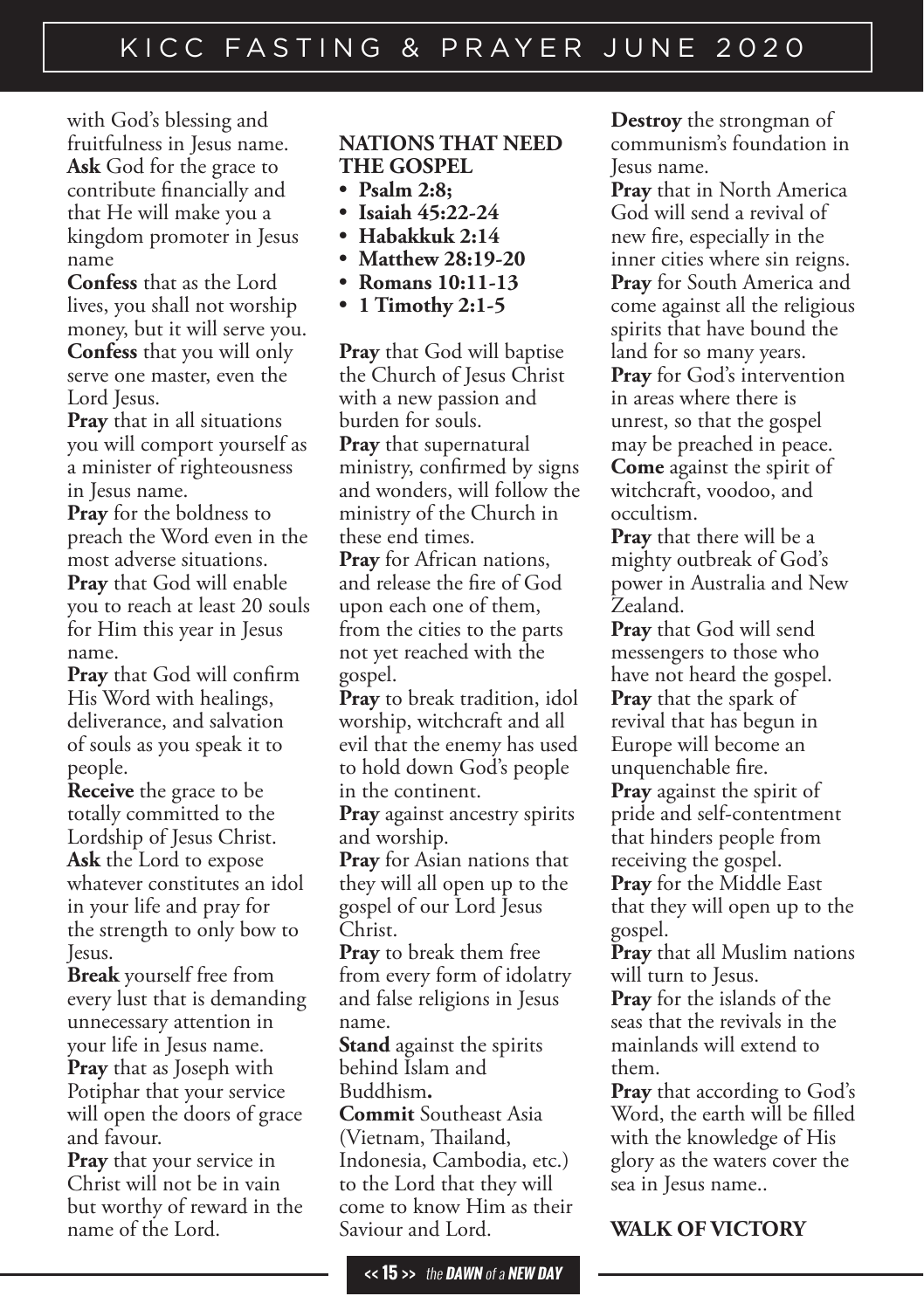with God's blessing and fruitfulness in Jesus name.

**Ask** God for the grace to contribute financially and that He will make you a kingdom promoter in Jesus name

**Confess** that as the Lord lives, you shall not worship money, but it will serve you.

**Confess** that you will only serve one master, even the Lord Jesus.

**Pray** that in all situations you will comport yourself as a minister of righteousness in Jesus name.

**Pray** for the boldness to preach the Word even in the most adverse situations.

**Pray** that God will enable you to reach at least 20 souls for Him this year in Jesus name.

**Pray** that God will confirm His Word with healings, deliverance, and salvation of souls as you speak it to people.

**Receive** the grace to be totally committed to the Lordship of Jesus Christ.

**Ask** the Lord to expose whatever constitutes an idol in your life and pray for the strength to only bow to Jesus.

**Break** yourself free from every lust that is demanding unnecessary attention in your life in Jesus name.

**Pray** that as Joseph with Potiphar that your service will open the doors of grace and favour.

**Pray** that your service in Christ will not be in vain but worthy of reward in the name of the Lord.

## NATIONS THAT NEED THE GOSPEL

- **Psalm 2:8;**
- **Isaiah 45:22-24**
- **Habakkuk 2:14**
- **Matthew 28:19-20**
- **Romans 10:11-13**
- **1 Timothy 2:1-5**

**Pray** that God will baptise the Church of Jesus Christ with a new passion and burden for souls.

**Pray** that supernatural ministry, confirmed by signs and wonders, will follow the ministry of the Church in these end times.

**Pray** for African nations, and release the fire of God upon each one of them, from the cities to the parts not yet reached with the gospel.

**Pray** to break tradition, idol worship, witchcraft and all evil that the enemy has used to hold down God's people in the continent.

**Pray** against ancestry spirits and worship.

**Pray** for Asian nations that they will all open up to the gospel of our Lord Jesus Christ.

**Pray** to break them free from every form of idolatry and false religions in Jesus name.

**Stand** against the spirits behind Islam and Buddhism**.**

**Commit** Southeast Asia (Vietnam, Thailand, Indonesia, Cambodia, etc.) to the Lord that they will come to know Him as their Saviour and Lord.

**Destroy** the strongman of communism's foundation in Jesus name.

**Pray** that in North America God will send a revival of new fire, especially in the inner cities where sin reigns.

**Pray** for South America and come against all the religious spirits that have bound the land for so many years.

**Pray** for God's intervention in areas where there is unrest, so that the gospel may be preached in peace.

**Come** against the spirit of witchcraft, voodoo, and occultism.

**Pray** that there will be a mighty outbreak of God's power in Australia and New Zealand.

**Pray** that God will send messengers to those who have not heard the gospel.

**Pray** that the spark of revival that has begun in Europe will become an unquenchable fire.

**Pray** against the spirit of pride and self-contentment that hinders people from receiving the gospel.

**Pray** for the Middle East that they will open up to the gospel.

**Pray** that all Muslim nations will turn to Jesus.

**Pray** for the islands of the seas that the revivals in the mainlands will extend to them.

**Pray** that according to God's Word, the earth will be filled with the knowledge of His glory as the waters cover the sea in Jesus name..

## WALK OF VICTORY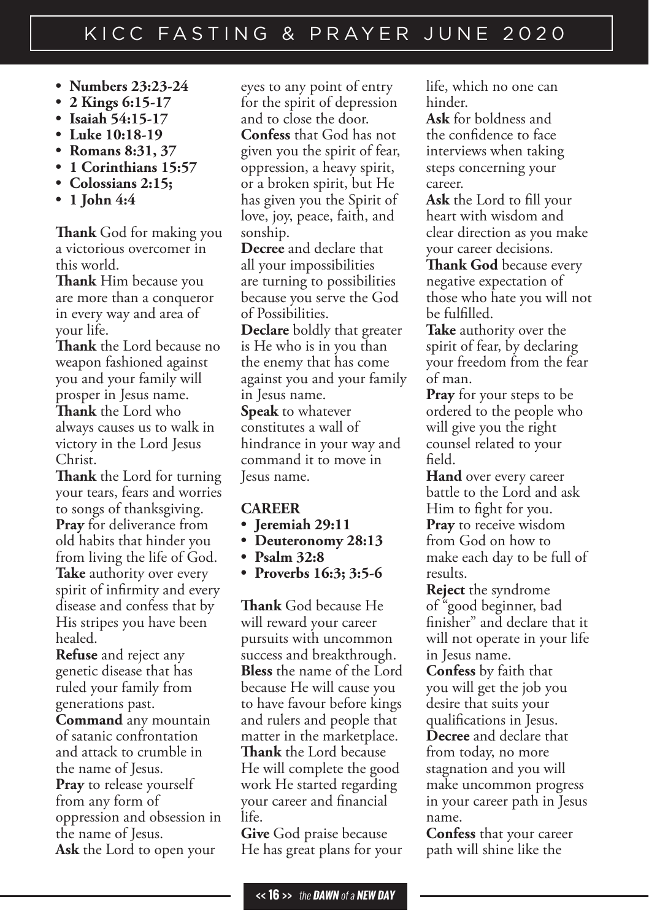- **Numbers 23:23-24**
- **2 Kings 6:15-17**
- **Isaiah 54:15-17**
- **Luke 10:18-19**
- **Romans 8:31, 37**
- **1 Corinthians 15:57**
- **Colossians 2:15;**
- **1 John 4:4**

**Thank** God for making you a victorious overcomer in this world.
**Thank** Him because you are more than a conqueror in every way and area of your life.
**Thank** the Lord because no weapon fashioned against you and your family will prosper in Jesus name.
**Thank** the Lord who always causes us to walk in victory in the Lord Jesus Christ.
**Thank** the Lord for turning your tears, fears and worries to songs of thanksgiving.
**Pray** for deliverance from old habits that hinder you from living the life of God.
**Take** authority over every spirit of infirmity and every disease and confess that by His stripes you have been healed.
**Refuse** and reject any genetic disease that has ruled your family from generations past.
**Command** any mountain of satanic confrontation and attack to crumble in the name of Jesus.
**Pray** to release yourself from any form of oppression and obsession in the name of Jesus.
**Ask** the Lord to open your eyes to any point of entry for the spirit of depression and to close the door.
**Confess** that God has not given you the spirit of fear, oppression, a heavy spirit, or a broken spirit, but He has given you the Spirit of love, joy, peace, faith, and sonship.
**Decree** and declare that all your impossibilities are turning to possibilities because you serve the God of Possibilities.
**Declare** boldly that greater is He who is in you than the enemy that has come against you and your family in Jesus name.
**Speak** to whatever constitutes a wall of hindrance in your way and command it to move in Jesus name.

## CAREER

- **Jeremiah 29:11**
- **Deuteronomy 28:13**
- **Psalm 32:8**
- **Proverbs 16:3; 3:5-6**

**Thank** God because He will reward your career pursuits with uncommon success and breakthrough.
**Bless** the name of the Lord because He will cause you to have favour before kings and rulers and people that matter in the marketplace.
**Thank** the Lord because He will complete the good work He started regarding your career and financial life.
**Give** God praise because He has great plans for your life, which no one can hinder.
**Ask** for boldness and the confidence to face interviews when taking steps concerning your career.
**Ask** the Lord to fill your heart with wisdom and clear direction as you make your career decisions.
**Thank God** because every negative expectation of those who hate you will not be fulfilled.
**Take** authority over the spirit of fear, by declaring your freedom from the fear of man.
**Pray** for your steps to be ordered to the people who will give you the right counsel related to your field.
**Hand** over every career battle to the Lord and ask Him to fight for you.
**Pray** to receive wisdom from God on how to make each day to be full of results.
**Reject** the syndrome of "good beginner, bad finisher" and declare that it will not operate in your life in Jesus name.
**Confess** by faith that you will get the job you desire that suits your qualifications in Jesus.
**Decree** and declare that from today, no more stagnation and you will make uncommon progress in your career path in Jesus name.
**Confess** that your career path will shine like the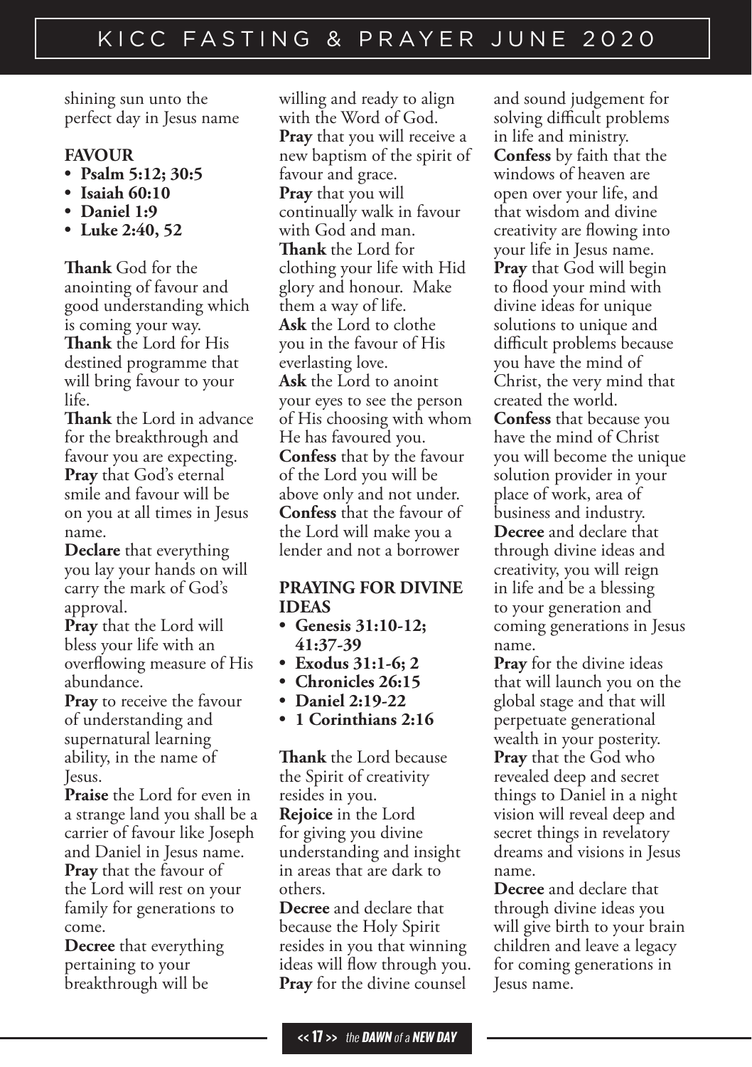shining sun unto the perfect day in Jesus name

**FAVOUR**

- **Psalm 5:12; 30:5**
- **Isaiah 60:10**
- **Daniel 1:9**
- **Luke 2:40, 52**

**Thank** God for the anointing of favour and good understanding which is coming your way.
**Thank** the Lord for His destined programme that will bring favour to your life.
**Thank** the Lord in advance for the breakthrough and favour you are expecting.
**Pray** that God's eternal smile and favour will be on you at all times in Jesus name.
**Declare** that everything you lay your hands on will carry the mark of God's approval.
**Pray** that the Lord will bless your life with an overflowing measure of His abundance.
**Pray** to receive the favour of understanding and supernatural learning ability, in the name of Jesus.
**Praise** the Lord for even in a strange land you shall be a carrier of favour like Joseph and Daniel in Jesus name.
**Pray** that the favour of the Lord will rest on your family for generations to come.
**Decree** that everything pertaining to your breakthrough will be willing and ready to align with the Word of God.
**Pray** that you will receive a new baptism of the spirit of favour and grace.
**Pray** that you will continually walk in favour with God and man.
**Thank** the Lord for clothing your life with Hid glory and honour. Make them a way of life.
**Ask** the Lord to clothe you in the favour of His everlasting love.
**Ask** the Lord to anoint your eyes to see the person of His choosing with whom He has favoured you.
**Confess** that by the favour of the Lord you will be above only and not under.
**Confess** that the favour of the Lord will make you a lender and not a borrower

**PRAYING FOR DIVINE IDEAS**

- **Genesis 31:10-12; 41:37-39**
- **Exodus 31:1-6; 2**
- **Chronicles 26:15**
- **Daniel 2:19-22**
- **1 Corinthians 2:16**

**Thank** the Lord because the Spirit of creativity resides in you.
**Rejoice** in the Lord for giving you divine understanding and insight in areas that are dark to others.
**Decree** and declare that because the Holy Spirit resides in you that winning ideas will flow through you.
**Pray** for the divine counsel and sound judgement for solving difficult problems in life and ministry.
**Confess** by faith that the windows of heaven are open over your life, and that wisdom and divine creativity are flowing into your life in Jesus name.
**Pray** that God will begin to flood your mind with divine ideas for unique solutions to unique and difficult problems because you have the mind of Christ, the very mind that created the world.
**Confess** that because you have the mind of Christ you will become the unique solution provider in your place of work, area of business and industry.
**Decree** and declare that through divine ideas and creativity, you will reign in life and be a blessing to your generation and coming generations in Jesus name.
**Pray** for the divine ideas that will launch you on the global stage and that will perpetuate generational wealth in your posterity.
**Pray** that the God who revealed deep and secret things to Daniel in a night vision will reveal deep and secret things in revelatory dreams and visions in Jesus name.
**Decree** and declare that through divine ideas you will give birth to your brain children and leave a legacy for coming generations in Jesus name.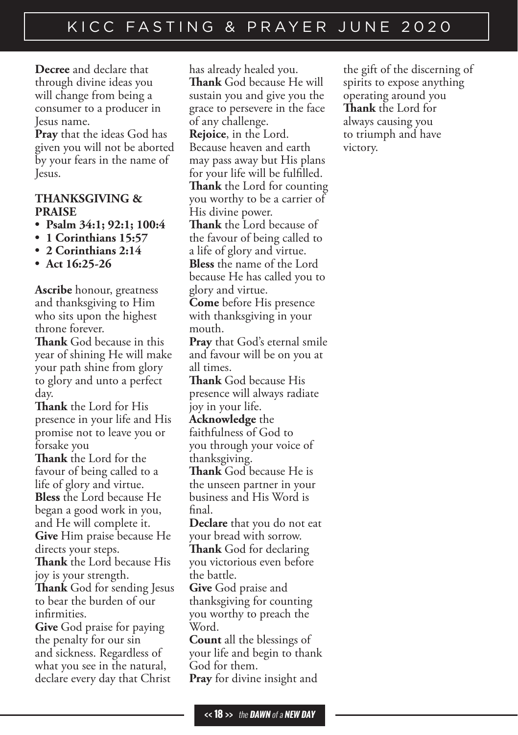**Decree** and declare that through divine ideas you will change from being a consumer to a producer in Jesus name.

**Pray** that the ideas God has given you will not be aborted by your fears in the name of Jesus.

**THANKSGIVING & PRAISE**

- **Psalm 34:1; 92:1; 100:4**
- **1 Corinthians 15:57**
- **2 Corinthians 2:14**
- **Act 16:25-26**

**Ascribe** honour, greatness and thanksgiving to Him who sits upon the highest throne forever.

**Thank** God because in this year of shining He will make your path shine from glory to glory and unto a perfect day.

**Thank** the Lord for His presence in your life and His promise not to leave you or forsake you

**Thank** the Lord for the favour of being called to a life of glory and virtue.

**Bless** the Lord because He began a good work in you, and He will complete it.

**Give** Him praise because He directs your steps.

**Thank** the Lord because His joy is your strength.

**Thank** God for sending Jesus to bear the burden of our infirmities.

**Give** God praise for paying the penalty for our sin and sickness. Regardless of what you see in the natural, declare every day that Christ has already healed you.

**Thank** God because He will sustain you and give you the grace to persevere in the face of any challenge.

**Rejoice**, in the Lord. Because heaven and earth may pass away but His plans for your life will be fulfilled.

**Thank** the Lord for counting you worthy to be a carrier of His divine power.

**Thank** the Lord because of the favour of being called to a life of glory and virtue.

**Bless** the name of the Lord because He has called you to glory and virtue.

**Come** before His presence with thanksgiving in your mouth.

**Pray** that God's eternal smile and favour will be on you at all times.

**Thank** God because His presence will always radiate joy in your life.

**Acknowledge** the faithfulness of God to you through your voice of thanksgiving.

**Thank** God because He is the unseen partner in your business and His Word is final.

**Declare** that you do not eat your bread with sorrow.

**Thank** God for declaring you victorious even before the battle.

**Give** God praise and thanksgiving for counting you worthy to preach the Word.

**Count** all the blessings of your life and begin to thank God for them.

**Pray** for divine insight and the gift of the discerning of spirits to expose anything operating around you

**Thank** the Lord for always causing you to triumph and have victory.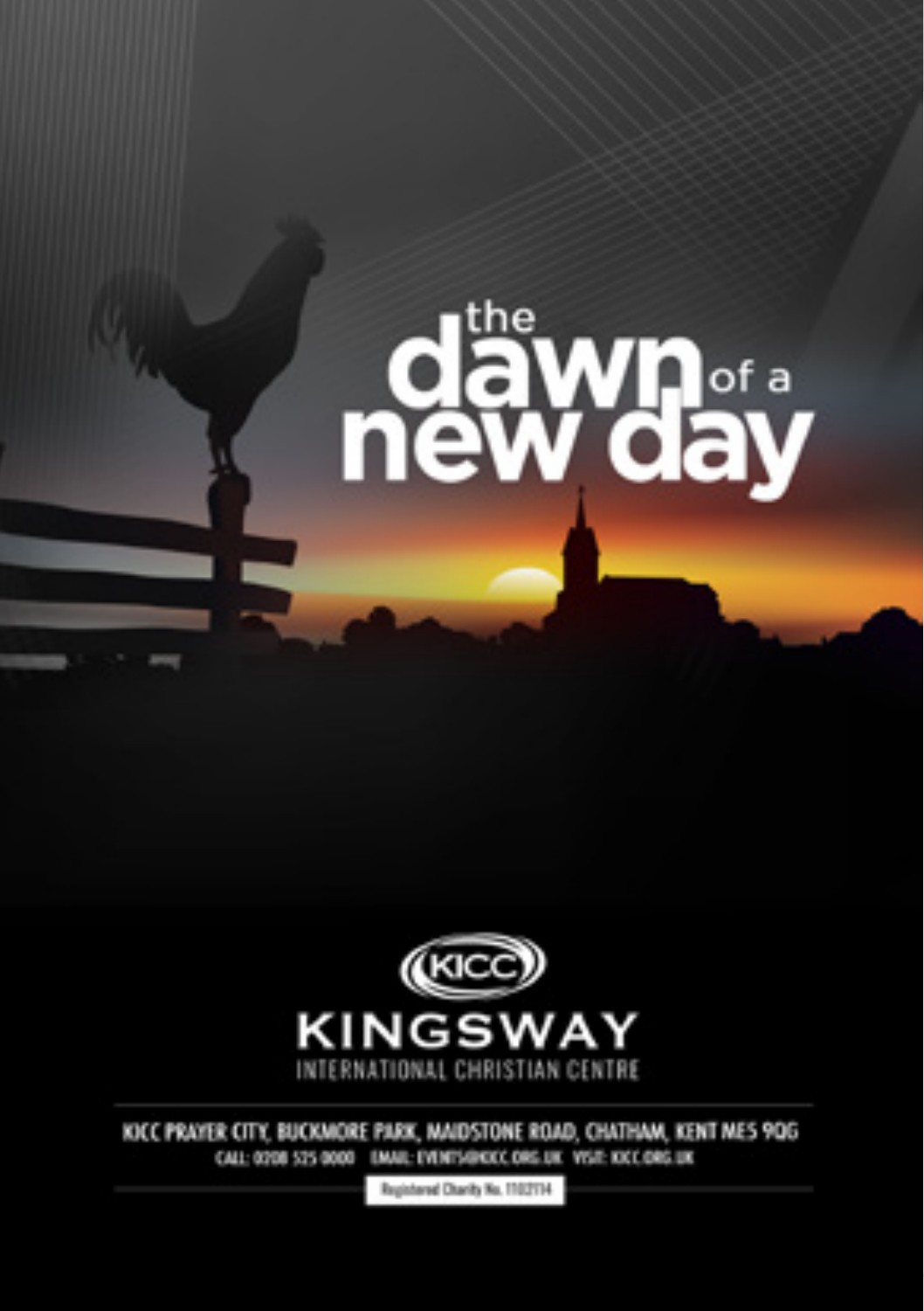# the dawn of a new day

KICC

**KINGSWAY**

INTERNATIONAL CHRISTIAN CENTRE

KICC PRAYER CITY, BUCKMORE PARK, MAIDSTONE ROAD, CHATHAM, KENT ME5 9QG

CALL: 0208 525 0000 EMAIL: EVENTS@KICC.ORG.UK VISIT: KICC.ORG.UK

Registered Charity No. 1102114